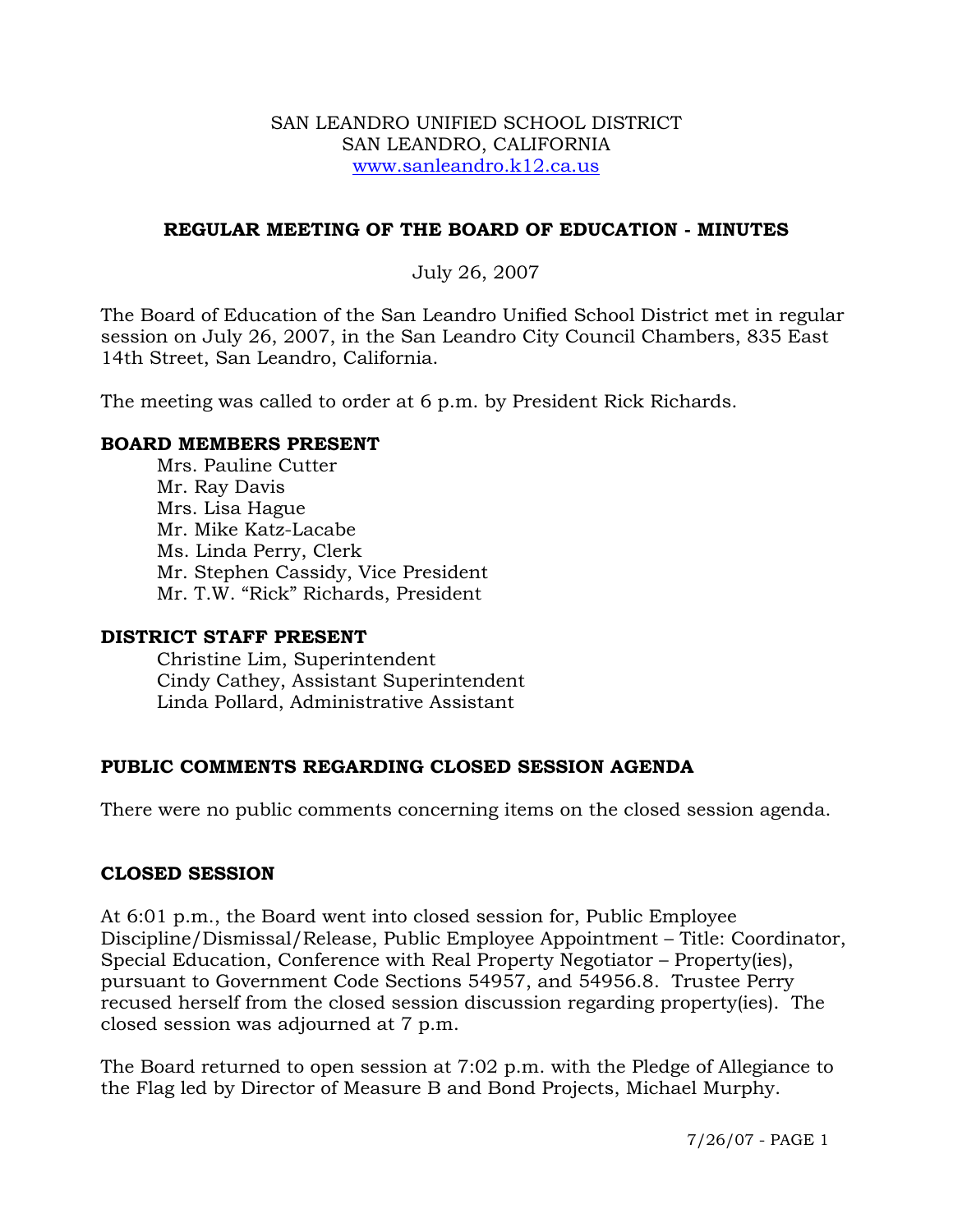SAN LEANDRO UNIFIED SCHOOL DISTRICT
SAN LEANDRO, CALIFORNIA
www.sanleandro.k12.ca.us

# REGULAR MEETING OF THE BOARD OF EDUCATION - MINUTES

July 26, 2007

The Board of Education of the San Leandro Unified School District met in regular session on July 26, 2007, in the San Leandro City Council Chambers, 835 East 14th Street, San Leandro, California.

The meeting was called to order at 6 p.m. by President Rick Richards.

## BOARD MEMBERS PRESENT

Mrs. Pauline Cutter
Mr. Ray Davis
Mrs. Lisa Hague
Mr. Mike Katz-Lacabe
Ms. Linda Perry, Clerk
Mr. Stephen Cassidy, Vice President
Mr. T.W. "Rick" Richards, President

## DISTRICT STAFF PRESENT

Christine Lim, Superintendent
Cindy Cathey, Assistant Superintendent
Linda Pollard, Administrative Assistant

## PUBLIC COMMENTS REGARDING CLOSED SESSION AGENDA

There were no public comments concerning items on the closed session agenda.

## CLOSED SESSION

At 6:01 p.m., the Board went into closed session for, Public Employee Discipline/Dismissal/Release, Public Employee Appointment – Title: Coordinator, Special Education, Conference with Real Property Negotiator – Property(ies), pursuant to Government Code Sections 54957, and 54956.8. Trustee Perry recused herself from the closed session discussion regarding property(ies). The closed session was adjourned at 7 p.m.

The Board returned to open session at 7:02 p.m. with the Pledge of Allegiance to the Flag led by Director of Measure B and Bond Projects, Michael Murphy.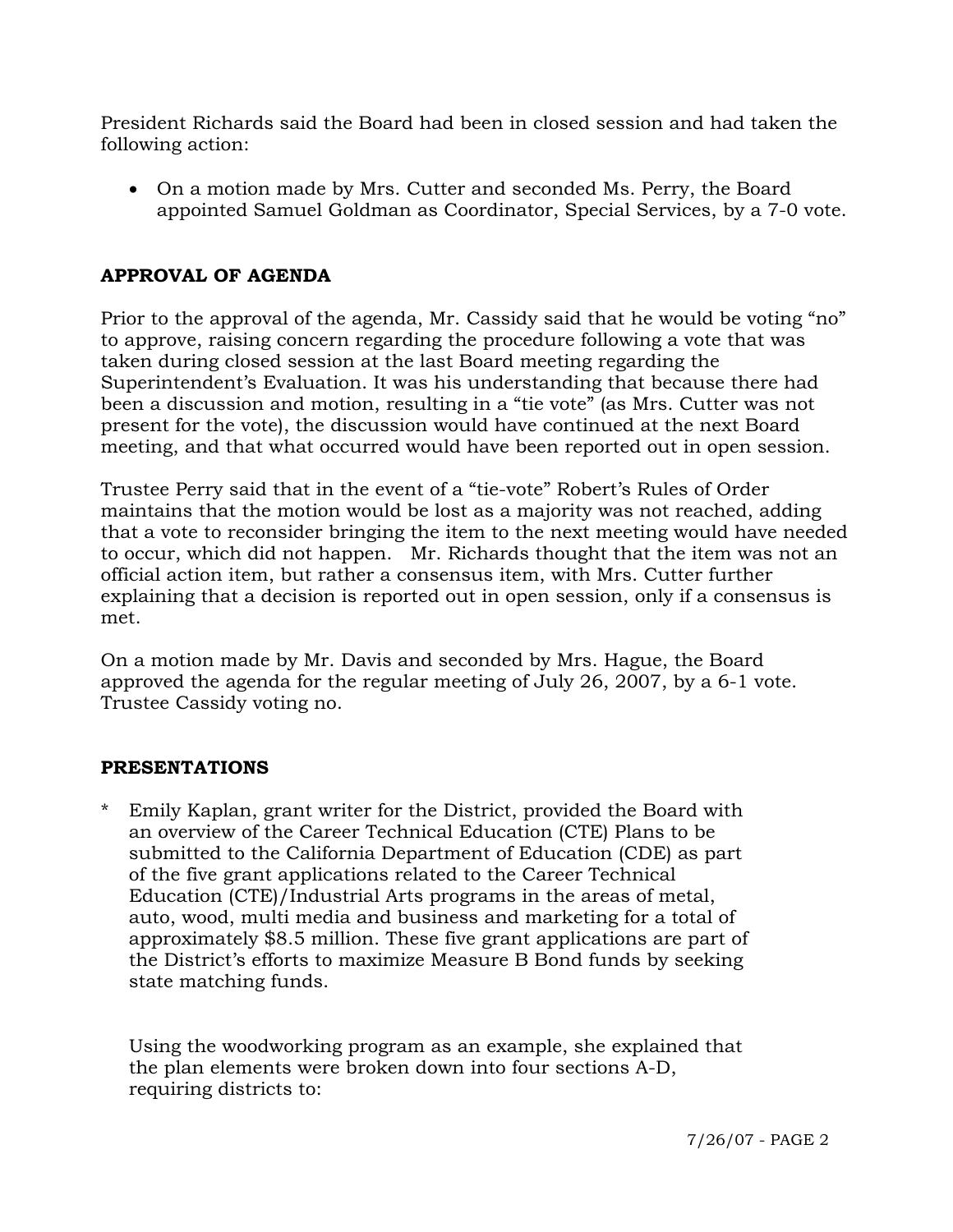President Richards said the Board had been in closed session and had taken the following action:

- On a motion made by Mrs. Cutter and seconded Ms. Perry, the Board appointed Samuel Goldman as Coordinator, Special Services, by a 7-0 vote.

**APPROVAL OF AGENDA**

Prior to the approval of the agenda, Mr. Cassidy said that he would be voting "no" to approve, raising concern regarding the procedure following a vote that was taken during closed session at the last Board meeting regarding the Superintendent's Evaluation. It was his understanding that because there had been a discussion and motion, resulting in a "tie vote" (as Mrs. Cutter was not present for the vote), the discussion would have continued at the next Board meeting, and that what occurred would have been reported out in open session.

Trustee Perry said that in the event of a "tie-vote" Robert's Rules of Order maintains that the motion would be lost as a majority was not reached, adding that a vote to reconsider bringing the item to the next meeting would have needed to occur, which did not happen. Mr. Richards thought that the item was not an official action item, but rather a consensus item, with Mrs. Cutter further explaining that a decision is reported out in open session, only if a consensus is met.

On a motion made by Mr. Davis and seconded by Mrs. Hague, the Board approved the agenda for the regular meeting of July 26, 2007, by a 6-1 vote. Trustee Cassidy voting no.

**PRESENTATIONS**

\* Emily Kaplan, grant writer for the District, provided the Board with an overview of the Career Technical Education (CTE) Plans to be submitted to the California Department of Education (CDE) as part of the five grant applications related to the Career Technical Education (CTE)/Industrial Arts programs in the areas of metal, auto, wood, multi media and business and marketing for a total of approximately $8.5 million. These five grant applications are part of the District's efforts to maximize Measure B Bond funds by seeking state matching funds.

Using the woodworking program as an example, she explained that the plan elements were broken down into four sections A-D, requiring districts to: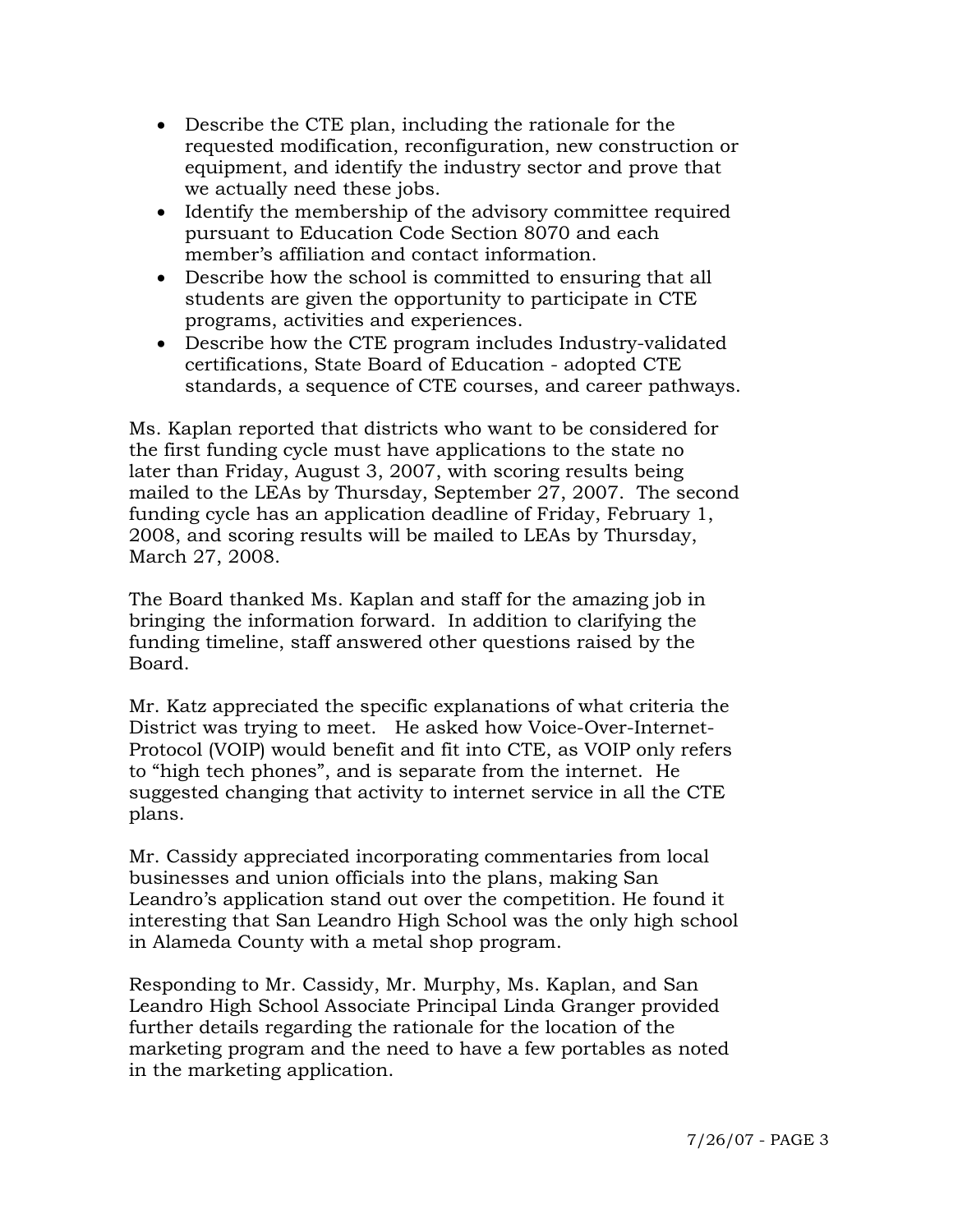- Describe the CTE plan, including the rationale for the requested modification, reconfiguration, new construction or equipment, and identify the industry sector and prove that we actually need these jobs.
- Identify the membership of the advisory committee required pursuant to Education Code Section 8070 and each member's affiliation and contact information.
- Describe how the school is committed to ensuring that all students are given the opportunity to participate in CTE programs, activities and experiences.
- Describe how the CTE program includes Industry-validated certifications, State Board of Education - adopted CTE standards, a sequence of CTE courses, and career pathways.

Ms. Kaplan reported that districts who want to be considered for the first funding cycle must have applications to the state no later than Friday, August 3, 2007, with scoring results being mailed to the LEAs by Thursday, September 27, 2007. The second funding cycle has an application deadline of Friday, February 1, 2008, and scoring results will be mailed to LEAs by Thursday, March 27, 2008.

The Board thanked Ms. Kaplan and staff for the amazing job in bringing the information forward. In addition to clarifying the funding timeline, staff answered other questions raised by the Board.

Mr. Katz appreciated the specific explanations of what criteria the District was trying to meet. He asked how Voice-Over-Internet-Protocol (VOIP) would benefit and fit into CTE, as VOIP only refers to "high tech phones", and is separate from the internet. He suggested changing that activity to internet service in all the CTE plans.

Mr. Cassidy appreciated incorporating commentaries from local businesses and union officials into the plans, making San Leandro's application stand out over the competition. He found it interesting that San Leandro High School was the only high school in Alameda County with a metal shop program.

Responding to Mr. Cassidy, Mr. Murphy, Ms. Kaplan, and San Leandro High School Associate Principal Linda Granger provided further details regarding the rationale for the location of the marketing program and the need to have a few portables as noted in the marketing application.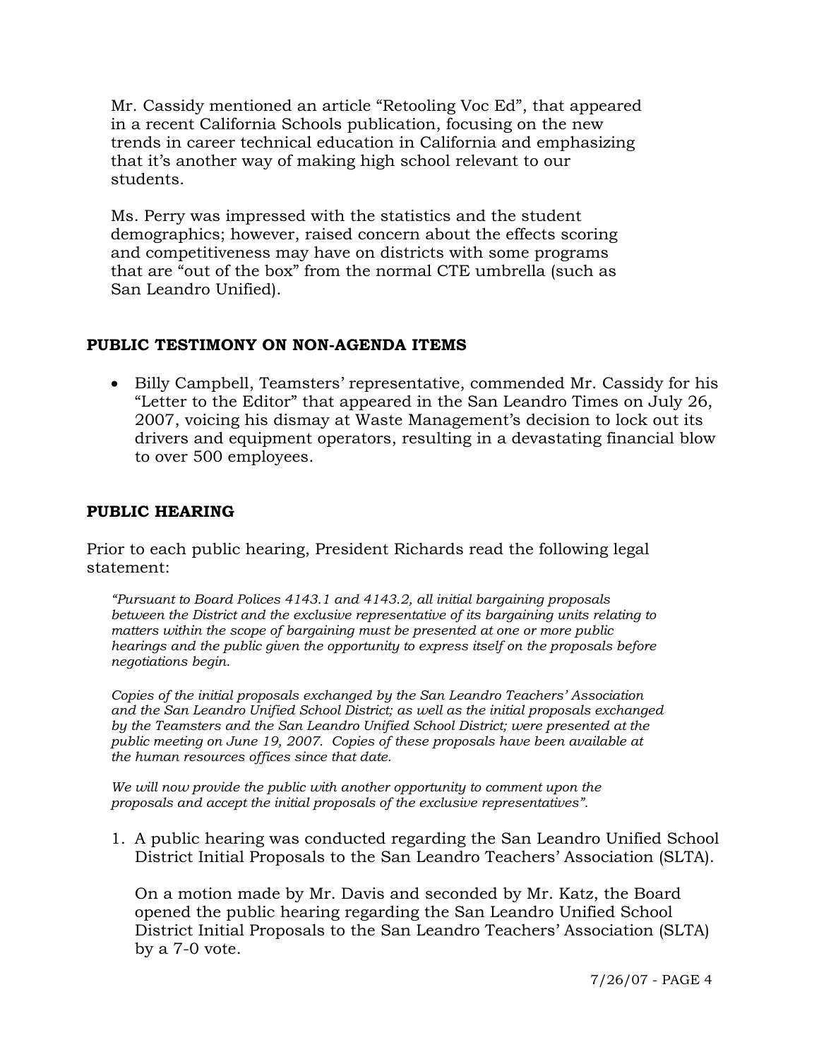Mr. Cassidy mentioned an article "Retooling Voc Ed", that appeared in a recent California Schools publication, focusing on the new trends in career technical education in California and emphasizing that it's another way of making high school relevant to our students.

Ms. Perry was impressed with the statistics and the student demographics; however, raised concern about the effects scoring and competitiveness may have on districts with some programs that are "out of the box" from the normal CTE umbrella (such as San Leandro Unified).

## PUBLIC TESTIMONY ON NON-AGENDA ITEMS

- Billy Campbell, Teamsters' representative, commended Mr. Cassidy for his "Letter to the Editor" that appeared in the San Leandro Times on July 26, 2007, voicing his dismay at Waste Management's decision to lock out its drivers and equipment operators, resulting in a devastating financial blow to over 500 employees.

## PUBLIC HEARING

Prior to each public hearing, President Richards read the following legal statement:

*"Pursuant to Board Polices 4143.1 and 4143.2, all initial bargaining proposals between the District and the exclusive representative of its bargaining units relating to matters within the scope of bargaining must be presented at one or more public hearings and the public given the opportunity to express itself on the proposals before negotiations begin.*

*Copies of the initial proposals exchanged by the San Leandro Teachers' Association and the San Leandro Unified School District; as well as the initial proposals exchanged by the Teamsters and the San Leandro Unified School District; were presented at the public meeting on June 19, 2007. Copies of these proposals have been available at the human resources offices since that date.*

*We will now provide the public with another opportunity to comment upon the proposals and accept the initial proposals of the exclusive representatives".*

1. A public hearing was conducted regarding the San Leandro Unified School District Initial Proposals to the San Leandro Teachers' Association (SLTA).

   On a motion made by Mr. Davis and seconded by Mr. Katz, the Board opened the public hearing regarding the San Leandro Unified School District Initial Proposals to the San Leandro Teachers' Association (SLTA) by a 7-0 vote.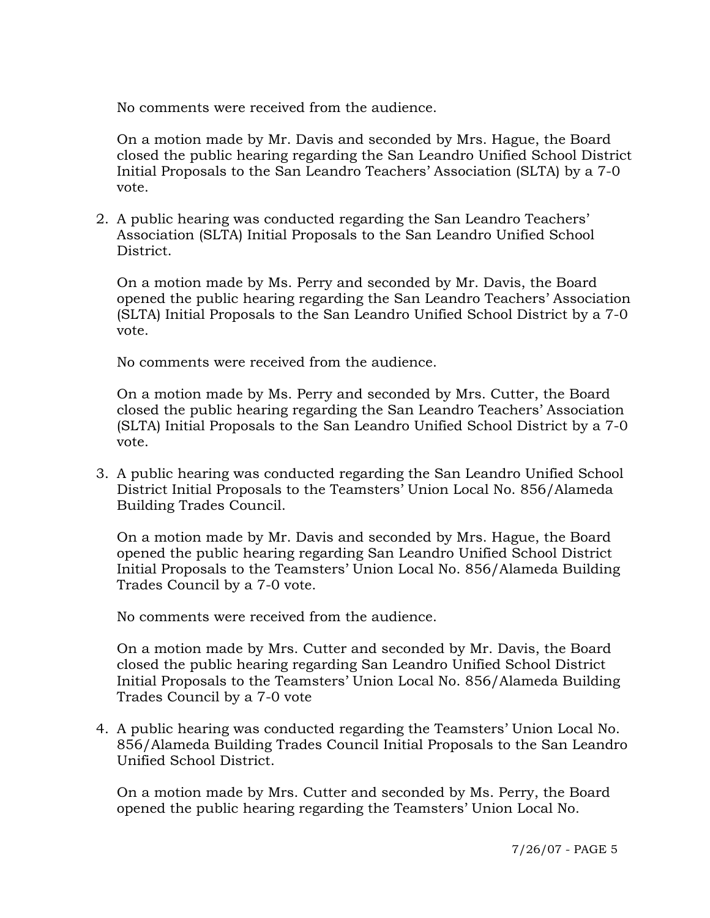No comments were received from the audience.

On a motion made by Mr. Davis and seconded by Mrs. Hague, the Board closed the public hearing regarding the San Leandro Unified School District Initial Proposals to the San Leandro Teachers' Association (SLTA) by a 7-0 vote.

2. A public hearing was conducted regarding the San Leandro Teachers' Association (SLTA) Initial Proposals to the San Leandro Unified School District.

   On a motion made by Ms. Perry and seconded by Mr. Davis, the Board opened the public hearing regarding the San Leandro Teachers' Association (SLTA) Initial Proposals to the San Leandro Unified School District by a 7-0 vote.

   No comments were received from the audience.

   On a motion made by Ms. Perry and seconded by Mrs. Cutter, the Board closed the public hearing regarding the San Leandro Teachers' Association (SLTA) Initial Proposals to the San Leandro Unified School District by a 7-0 vote.

3. A public hearing was conducted regarding the San Leandro Unified School District Initial Proposals to the Teamsters' Union Local No. 856/Alameda Building Trades Council.

   On a motion made by Mr. Davis and seconded by Mrs. Hague, the Board opened the public hearing regarding San Leandro Unified School District Initial Proposals to the Teamsters' Union Local No. 856/Alameda Building Trades Council by a 7-0 vote.

   No comments were received from the audience.

   On a motion made by Mrs. Cutter and seconded by Mr. Davis, the Board closed the public hearing regarding San Leandro Unified School District Initial Proposals to the Teamsters' Union Local No. 856/Alameda Building Trades Council by a 7-0 vote

4. A public hearing was conducted regarding the Teamsters' Union Local No. 856/Alameda Building Trades Council Initial Proposals to the San Leandro Unified School District.

   On a motion made by Mrs. Cutter and seconded by Ms. Perry, the Board opened the public hearing regarding the Teamsters' Union Local No.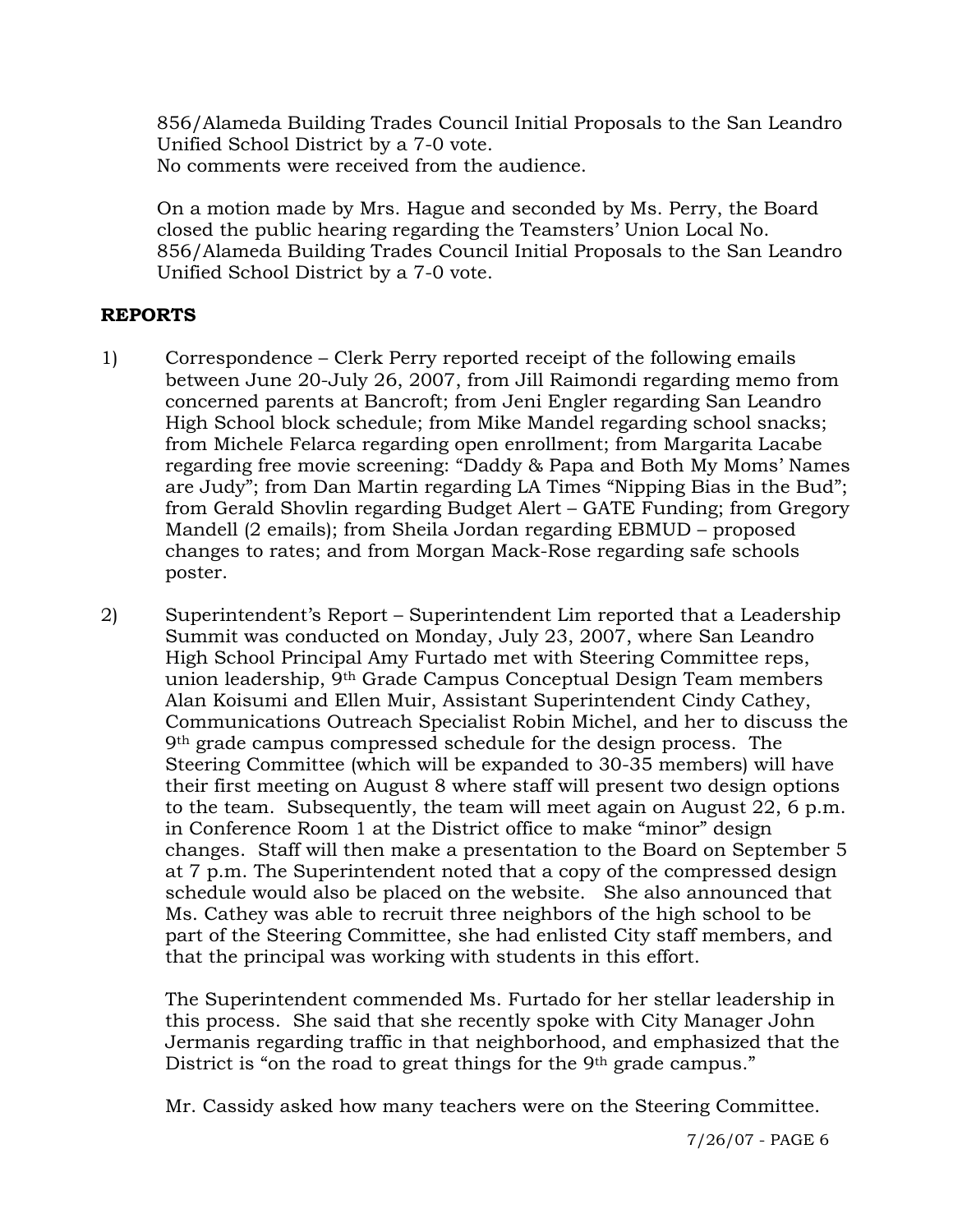856/Alameda Building Trades Council Initial Proposals to the San Leandro Unified School District by a 7-0 vote.
No comments were received from the audience.

On a motion made by Mrs. Hague and seconded by Ms. Perry, the Board closed the public hearing regarding the Teamsters' Union Local No. 856/Alameda Building Trades Council Initial Proposals to the San Leandro Unified School District by a 7-0 vote.

**REPORTS**

1) Correspondence – Clerk Perry reported receipt of the following emails between June 20-July 26, 2007, from Jill Raimondi regarding memo from concerned parents at Bancroft; from Jeni Engler regarding San Leandro High School block schedule; from Mike Mandel regarding school snacks; from Michele Felarca regarding open enrollment; from Margarita Lacabe regarding free movie screening: "Daddy & Papa and Both My Moms' Names are Judy"; from Dan Martin regarding LA Times "Nipping Bias in the Bud"; from Gerald Shovlin regarding Budget Alert – GATE Funding; from Gregory Mandell (2 emails); from Sheila Jordan regarding EBMUD – proposed changes to rates; and from Morgan Mack-Rose regarding safe schools poster.

2) Superintendent's Report – Superintendent Lim reported that a Leadership Summit was conducted on Monday, July 23, 2007, where San Leandro High School Principal Amy Furtado met with Steering Committee reps, union leadership, 9th Grade Campus Conceptual Design Team members Alan Koisumi and Ellen Muir, Assistant Superintendent Cindy Cathey, Communications Outreach Specialist Robin Michel, and her to discuss the 9th grade campus compressed schedule for the design process. The Steering Committee (which will be expanded to 30-35 members) will have their first meeting on August 8 where staff will present two design options to the team. Subsequently, the team will meet again on August 22, 6 p.m. in Conference Room 1 at the District office to make "minor" design changes. Staff will then make a presentation to the Board on September 5 at 7 p.m. The Superintendent noted that a copy of the compressed design schedule would also be placed on the website. She also announced that Ms. Cathey was able to recruit three neighbors of the high school to be part of the Steering Committee, she had enlisted City staff members, and that the principal was working with students in this effort.

   The Superintendent commended Ms. Furtado for her stellar leadership in this process. She said that she recently spoke with City Manager John Jermanis regarding traffic in that neighborhood, and emphasized that the District is "on the road to great things for the 9th grade campus."

   Mr. Cassidy asked how many teachers were on the Steering Committee.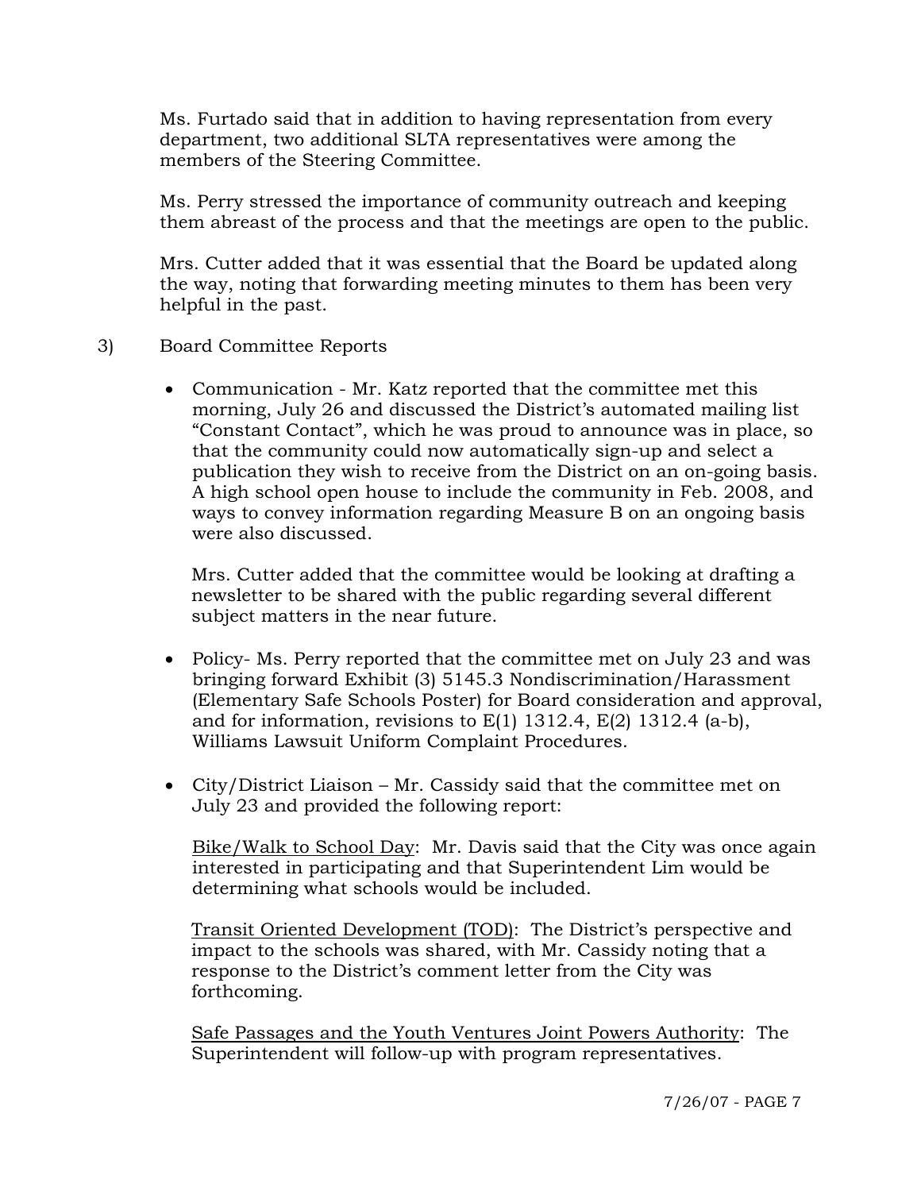Ms. Furtado said that in addition to having representation from every department, two additional SLTA representatives were among the members of the Steering Committee.

Ms. Perry stressed the importance of community outreach and keeping them abreast of the process and that the meetings are open to the public.

Mrs. Cutter added that it was essential that the Board be updated along the way, noting that forwarding meeting minutes to them has been very helpful in the past.

3) Board Committee Reports

- Communication - Mr. Katz reported that the committee met this morning, July 26 and discussed the District's automated mailing list "Constant Contact", which he was proud to announce was in place, so that the community could now automatically sign-up and select a publication they wish to receive from the District on an on-going basis. A high school open house to include the community in Feb. 2008, and ways to convey information regarding Measure B on an ongoing basis were also discussed.

  Mrs. Cutter added that the committee would be looking at drafting a newsletter to be shared with the public regarding several different subject matters in the near future.

- Policy- Ms. Perry reported that the committee met on July 23 and was bringing forward Exhibit (3) 5145.3 Nondiscrimination/Harassment (Elementary Safe Schools Poster) for Board consideration and approval, and for information, revisions to E(1) 1312.4, E(2) 1312.4 (a-b), Williams Lawsuit Uniform Complaint Procedures.

- City/District Liaison – Mr. Cassidy said that the committee met on July 23 and provided the following report:

  Bike/Walk to School Day: Mr. Davis said that the City was once again interested in participating and that Superintendent Lim would be determining what schools would be included.

  Transit Oriented Development (TOD): The District's perspective and impact to the schools was shared, with Mr. Cassidy noting that a response to the District's comment letter from the City was forthcoming.

  Safe Passages and the Youth Ventures Joint Powers Authority: The Superintendent will follow-up with program representatives.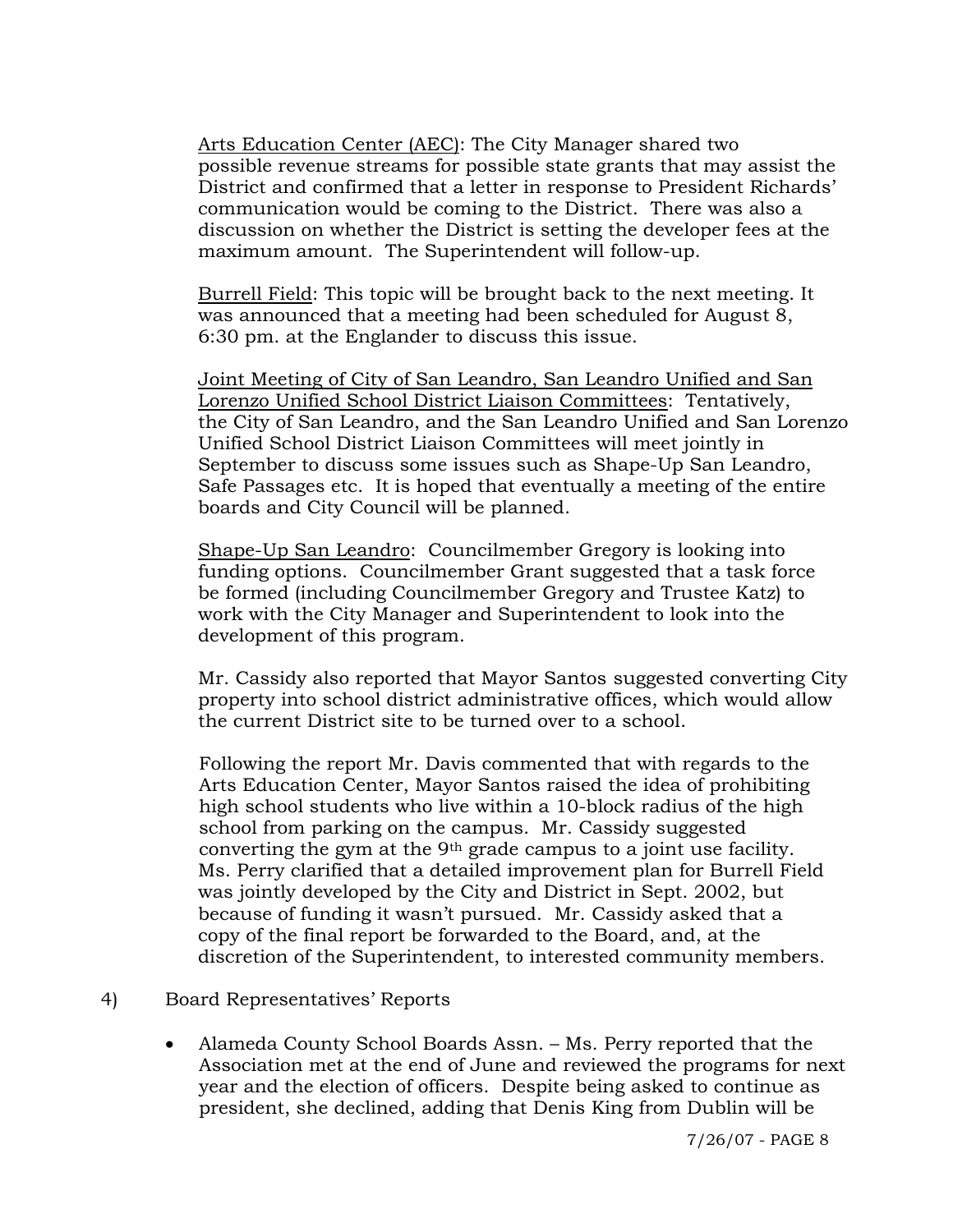Arts Education Center (AEC): The City Manager shared two possible revenue streams for possible state grants that may assist the District and confirmed that a letter in response to President Richards' communication would be coming to the District. There was also a discussion on whether the District is setting the developer fees at the maximum amount. The Superintendent will follow-up.

Burrell Field: This topic will be brought back to the next meeting. It was announced that a meeting had been scheduled for August 8, 6:30 pm. at the Englander to discuss this issue.

Joint Meeting of City of San Leandro, San Leandro Unified and San Lorenzo Unified School District Liaison Committees: Tentatively, the City of San Leandro, and the San Leandro Unified and San Lorenzo Unified School District Liaison Committees will meet jointly in September to discuss some issues such as Shape-Up San Leandro, Safe Passages etc. It is hoped that eventually a meeting of the entire boards and City Council will be planned.

Shape-Up San Leandro: Councilmember Gregory is looking into funding options. Councilmember Grant suggested that a task force be formed (including Councilmember Gregory and Trustee Katz) to work with the City Manager and Superintendent to look into the development of this program.

Mr. Cassidy also reported that Mayor Santos suggested converting City property into school district administrative offices, which would allow the current District site to be turned over to a school.

Following the report Mr. Davis commented that with regards to the Arts Education Center, Mayor Santos raised the idea of prohibiting high school students who live within a 10-block radius of the high school from parking on the campus. Mr. Cassidy suggested converting the gym at the 9th grade campus to a joint use facility. Ms. Perry clarified that a detailed improvement plan for Burrell Field was jointly developed by the City and District in Sept. 2002, but because of funding it wasn't pursued. Mr. Cassidy asked that a copy of the final report be forwarded to the Board, and, at the discretion of the Superintendent, to interested community members.

4) Board Representatives' Reports

- Alameda County School Boards Assn. – Ms. Perry reported that the Association met at the end of June and reviewed the programs for next year and the election of officers. Despite being asked to continue as president, she declined, adding that Denis King from Dublin will be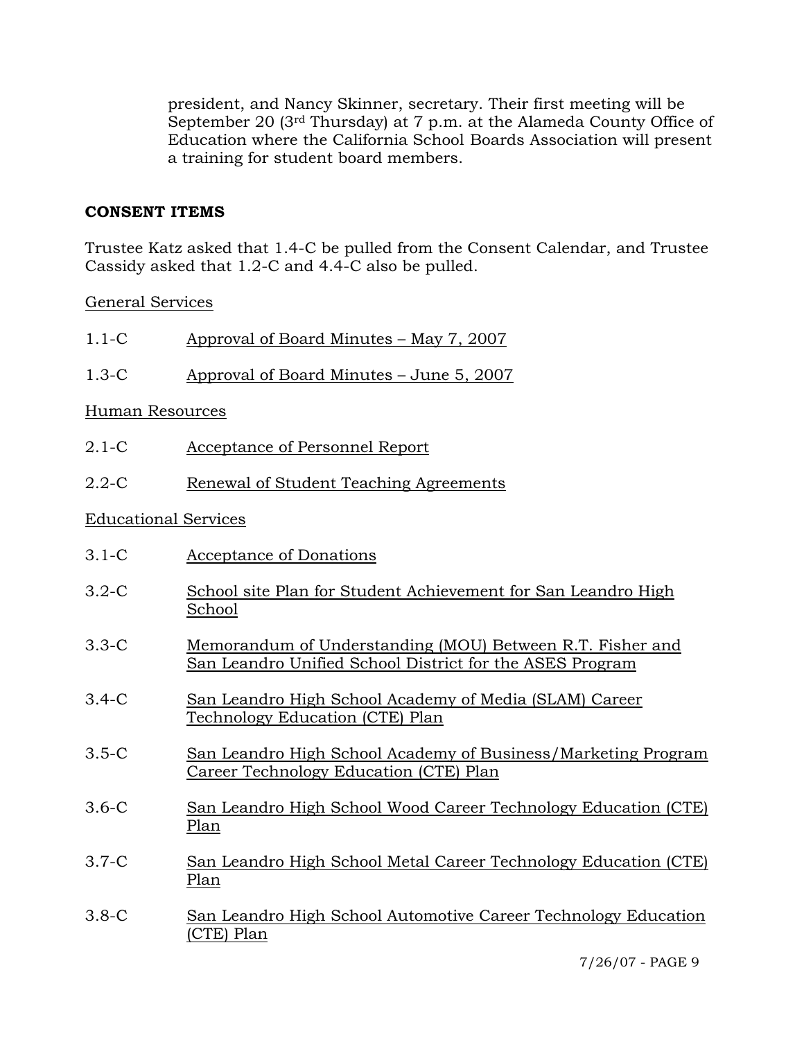president, and Nancy Skinner, secretary. Their first meeting will be September 20 (3rd Thursday) at 7 p.m. at the Alameda County Office of Education where the California School Boards Association will present a training for student board members.

## CONSENT ITEMS

Trustee Katz asked that 1.4-C be pulled from the Consent Calendar, and Trustee Cassidy asked that 1.2-C and 4.4-C also be pulled.

General Services

1.1-C Approval of Board Minutes – May 7, 2007

1.3-C Approval of Board Minutes – June 5, 2007

Human Resources

2.1-C Acceptance of Personnel Report

2.2-C Renewal of Student Teaching Agreements

Educational Services

3.1-C Acceptance of Donations

3.2-C School site Plan for Student Achievement for San Leandro High School

3.3-C Memorandum of Understanding (MOU) Between R.T. Fisher and San Leandro Unified School District for the ASES Program

3.4-C San Leandro High School Academy of Media (SLAM) Career Technology Education (CTE) Plan

3.5-C San Leandro High School Academy of Business/Marketing Program Career Technology Education (CTE) Plan

3.6-C San Leandro High School Wood Career Technology Education (CTE) Plan

3.7-C San Leandro High School Metal Career Technology Education (CTE) Plan

3.8-C San Leandro High School Automotive Career Technology Education (CTE) Plan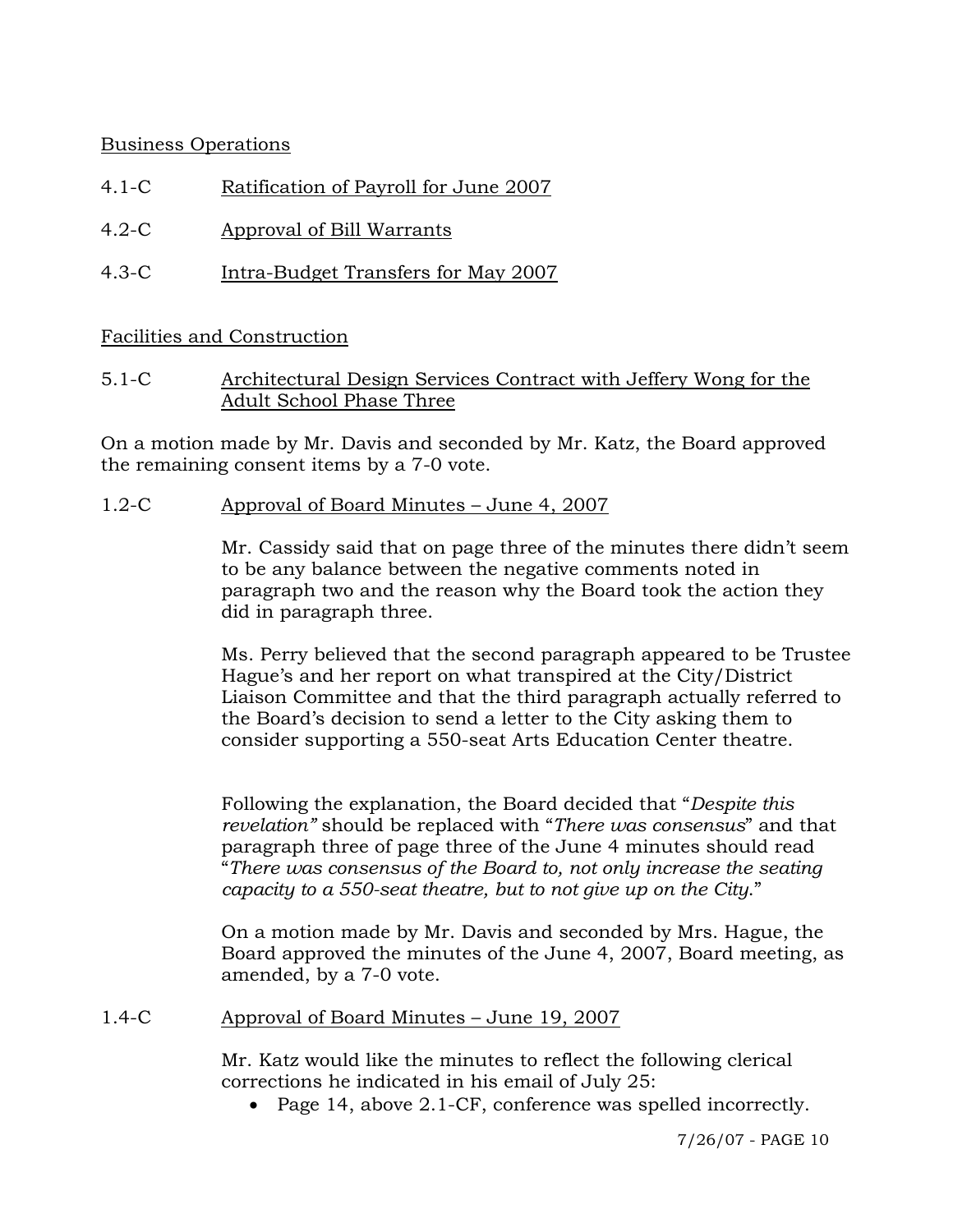Business Operations

4.1-C Ratification of Payroll for June 2007

4.2-C Approval of Bill Warrants

4.3-C Intra-Budget Transfers for May 2007

Facilities and Construction

5.1-C Architectural Design Services Contract with Jeffery Wong for the Adult School Phase Three

On a motion made by Mr. Davis and seconded by Mr. Katz, the Board approved the remaining consent items by a 7-0 vote.

1.2-C Approval of Board Minutes – June 4, 2007

Mr. Cassidy said that on page three of the minutes there didn't seem to be any balance between the negative comments noted in paragraph two and the reason why the Board took the action they did in paragraph three.

Ms. Perry believed that the second paragraph appeared to be Trustee Hague's and her report on what transpired at the City/District Liaison Committee and that the third paragraph actually referred to the Board's decision to send a letter to the City asking them to consider supporting a 550-seat Arts Education Center theatre.

Following the explanation, the Board decided that "*Despite this revelation"* should be replaced with "*There was consensus*" and that paragraph three of page three of the June 4 minutes should read "*There was consensus of the Board to, not only increase the seating capacity to a 550-seat theatre, but to not give up on the City.*"

On a motion made by Mr. Davis and seconded by Mrs. Hague, the Board approved the minutes of the June 4, 2007, Board meeting, as amended, by a 7-0 vote.

1.4-C Approval of Board Minutes – June 19, 2007

Mr. Katz would like the minutes to reflect the following clerical corrections he indicated in his email of July 25:

- Page 14, above 2.1-CF, conference was spelled incorrectly.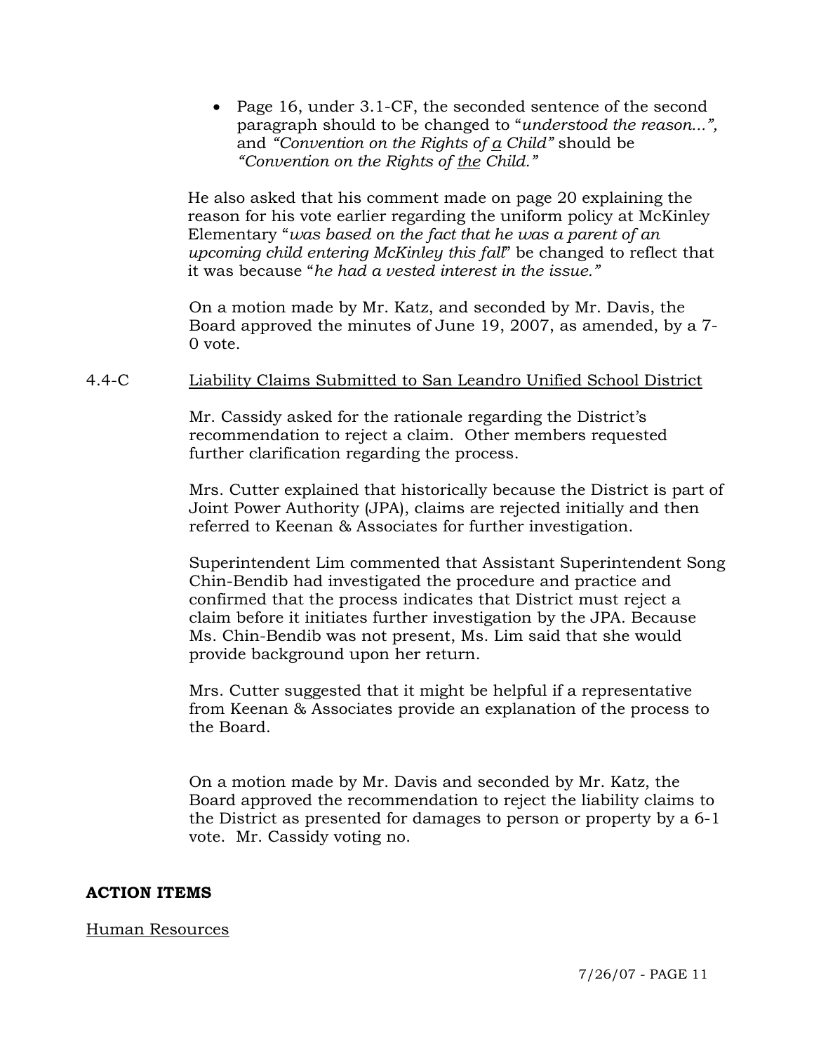- Page 16, under 3.1-CF, the seconded sentence of the second paragraph should to be changed to "*understood the reason...",* and *"Convention on the Rights of <u>a</u> Child"* should be *"Convention on the Rights of <u>the</u> Child."*

He also asked that his comment made on page 20 explaining the reason for his vote earlier regarding the uniform policy at McKinley Elementary "*was based on the fact that he was a parent of an upcoming child entering McKinley this fall*" be changed to reflect that it was because "*he had a vested interest in the issue."*

On a motion made by Mr. Katz, and seconded by Mr. Davis, the Board approved the minutes of June 19, 2007, as amended, by a 7-0 vote.

4.4-C <u>Liability Claims Submitted to San Leandro Unified School District</u>

Mr. Cassidy asked for the rationale regarding the District's recommendation to reject a claim. Other members requested further clarification regarding the process.

Mrs. Cutter explained that historically because the District is part of Joint Power Authority (JPA), claims are rejected initially and then referred to Keenan & Associates for further investigation.

Superintendent Lim commented that Assistant Superintendent Song Chin-Bendib had investigated the procedure and practice and confirmed that the process indicates that District must reject a claim before it initiates further investigation by the JPA. Because Ms. Chin-Bendib was not present, Ms. Lim said that she would provide background upon her return.

Mrs. Cutter suggested that it might be helpful if a representative from Keenan & Associates provide an explanation of the process to the Board.

On a motion made by Mr. Davis and seconded by Mr. Katz, the Board approved the recommendation to reject the liability claims to the District as presented for damages to person or property by a 6-1 vote. Mr. Cassidy voting no.

**ACTION ITEMS**

<u>Human Resources</u>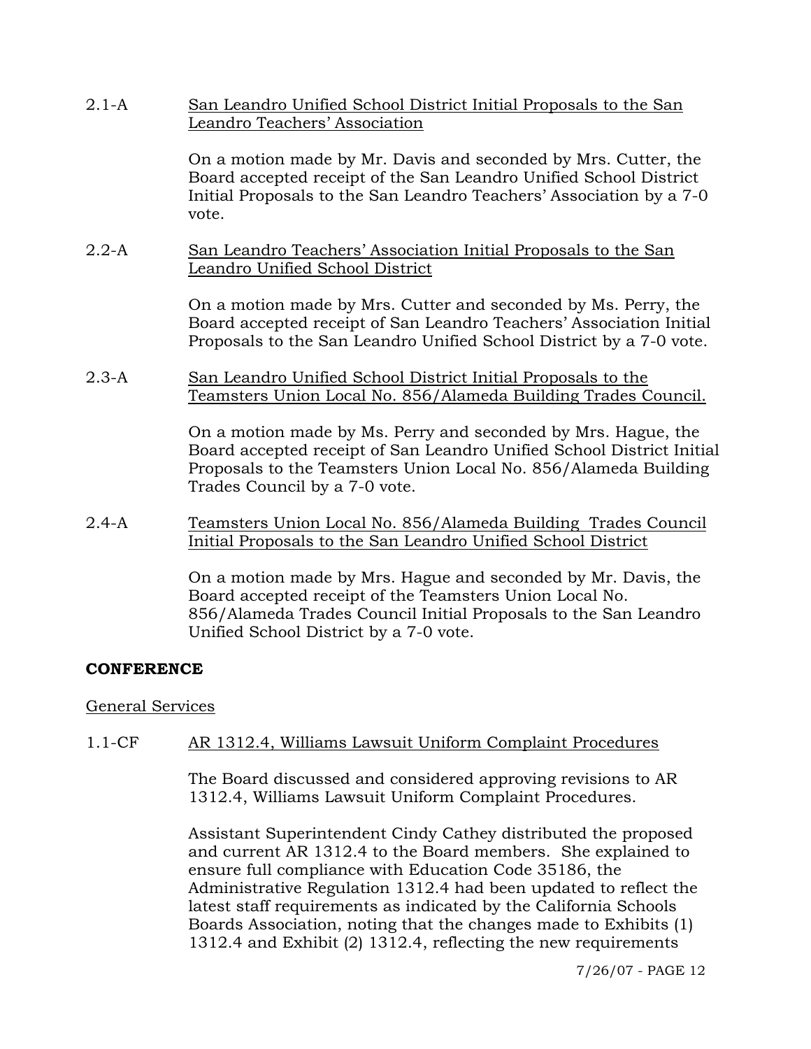2.1-A San Leandro Unified School District Initial Proposals to the San Leandro Teachers' Association

On a motion made by Mr. Davis and seconded by Mrs. Cutter, the Board accepted receipt of the San Leandro Unified School District Initial Proposals to the San Leandro Teachers' Association by a 7-0 vote.

2.2-A San Leandro Teachers' Association Initial Proposals to the San Leandro Unified School District

On a motion made by Mrs. Cutter and seconded by Ms. Perry, the Board accepted receipt of San Leandro Teachers' Association Initial Proposals to the San Leandro Unified School District by a 7-0 vote.

2.3-A San Leandro Unified School District Initial Proposals to the Teamsters Union Local No. 856/Alameda Building Trades Council.

On a motion made by Ms. Perry and seconded by Mrs. Hague, the Board accepted receipt of San Leandro Unified School District Initial Proposals to the Teamsters Union Local No. 856/Alameda Building Trades Council by a 7-0 vote.

2.4-A Teamsters Union Local No. 856/Alameda Building Trades Council Initial Proposals to the San Leandro Unified School District

On a motion made by Mrs. Hague and seconded by Mr. Davis, the Board accepted receipt of the Teamsters Union Local No. 856/Alameda Trades Council Initial Proposals to the San Leandro Unified School District by a 7-0 vote.

**CONFERENCE**

General Services

1.1-CF AR 1312.4, Williams Lawsuit Uniform Complaint Procedures

The Board discussed and considered approving revisions to AR 1312.4, Williams Lawsuit Uniform Complaint Procedures.

Assistant Superintendent Cindy Cathey distributed the proposed and current AR 1312.4 to the Board members. She explained to ensure full compliance with Education Code 35186, the Administrative Regulation 1312.4 had been updated to reflect the latest staff requirements as indicated by the California Schools Boards Association, noting that the changes made to Exhibits (1) 1312.4 and Exhibit (2) 1312.4, reflecting the new requirements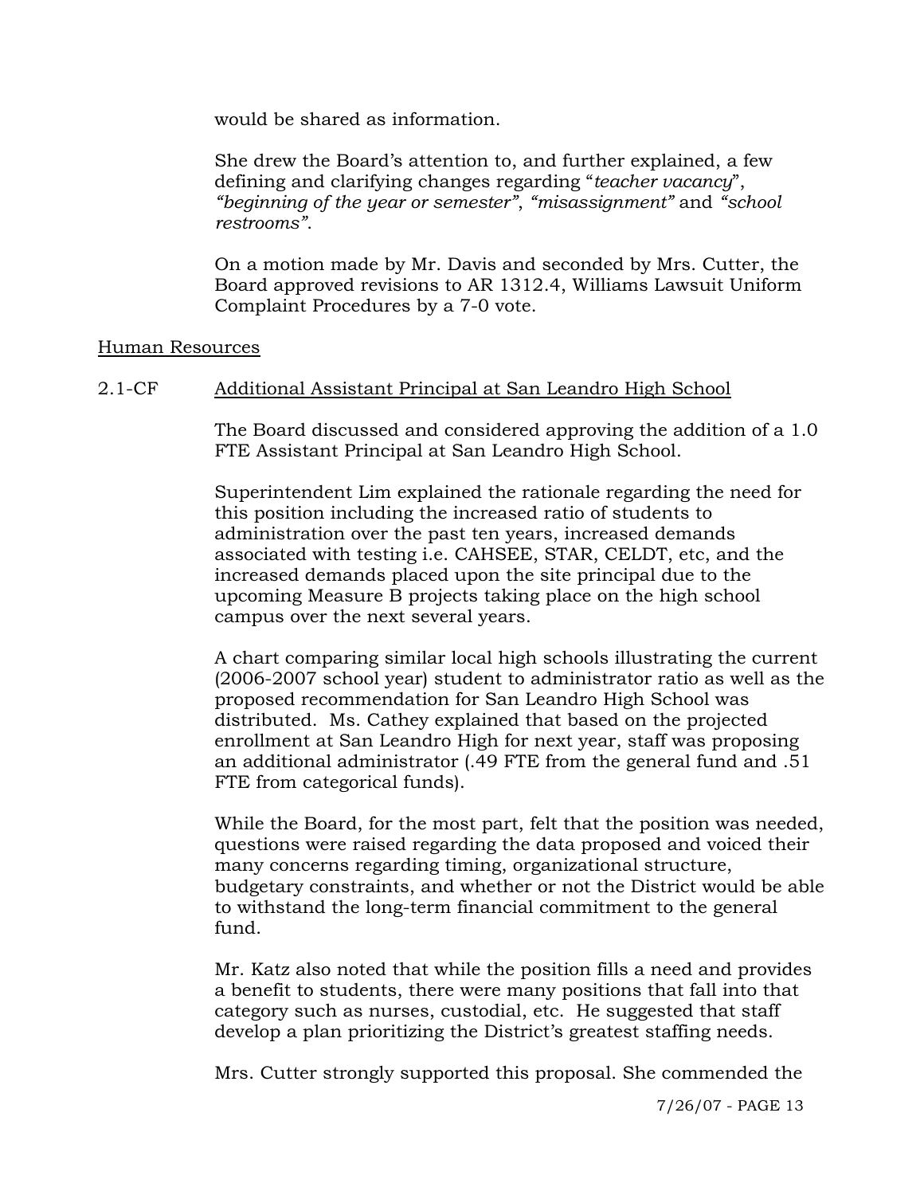would be shared as information.

She drew the Board's attention to, and further explained, a few defining and clarifying changes regarding "*teacher vacancy*", *"beginning of the year or semester"*, *"misassignment"* and *"school restrooms"*.

On a motion made by Mr. Davis and seconded by Mrs. Cutter, the Board approved revisions to AR 1312.4, Williams Lawsuit Uniform Complaint Procedures by a 7-0 vote.

<u>Human Resources</u>

2.1-CF <u>Additional Assistant Principal at San Leandro High School</u>

The Board discussed and considered approving the addition of a 1.0 FTE Assistant Principal at San Leandro High School.

Superintendent Lim explained the rationale regarding the need for this position including the increased ratio of students to administration over the past ten years, increased demands associated with testing i.e. CAHSEE, STAR, CELDT, etc, and the increased demands placed upon the site principal due to the upcoming Measure B projects taking place on the high school campus over the next several years.

A chart comparing similar local high schools illustrating the current (2006-2007 school year) student to administrator ratio as well as the proposed recommendation for San Leandro High School was distributed. Ms. Cathey explained that based on the projected enrollment at San Leandro High for next year, staff was proposing an additional administrator (.49 FTE from the general fund and .51 FTE from categorical funds).

While the Board, for the most part, felt that the position was needed, questions were raised regarding the data proposed and voiced their many concerns regarding timing, organizational structure, budgetary constraints, and whether or not the District would be able to withstand the long-term financial commitment to the general fund.

Mr. Katz also noted that while the position fills a need and provides a benefit to students, there were many positions that fall into that category such as nurses, custodial, etc. He suggested that staff develop a plan prioritizing the District's greatest staffing needs.

Mrs. Cutter strongly supported this proposal. She commended the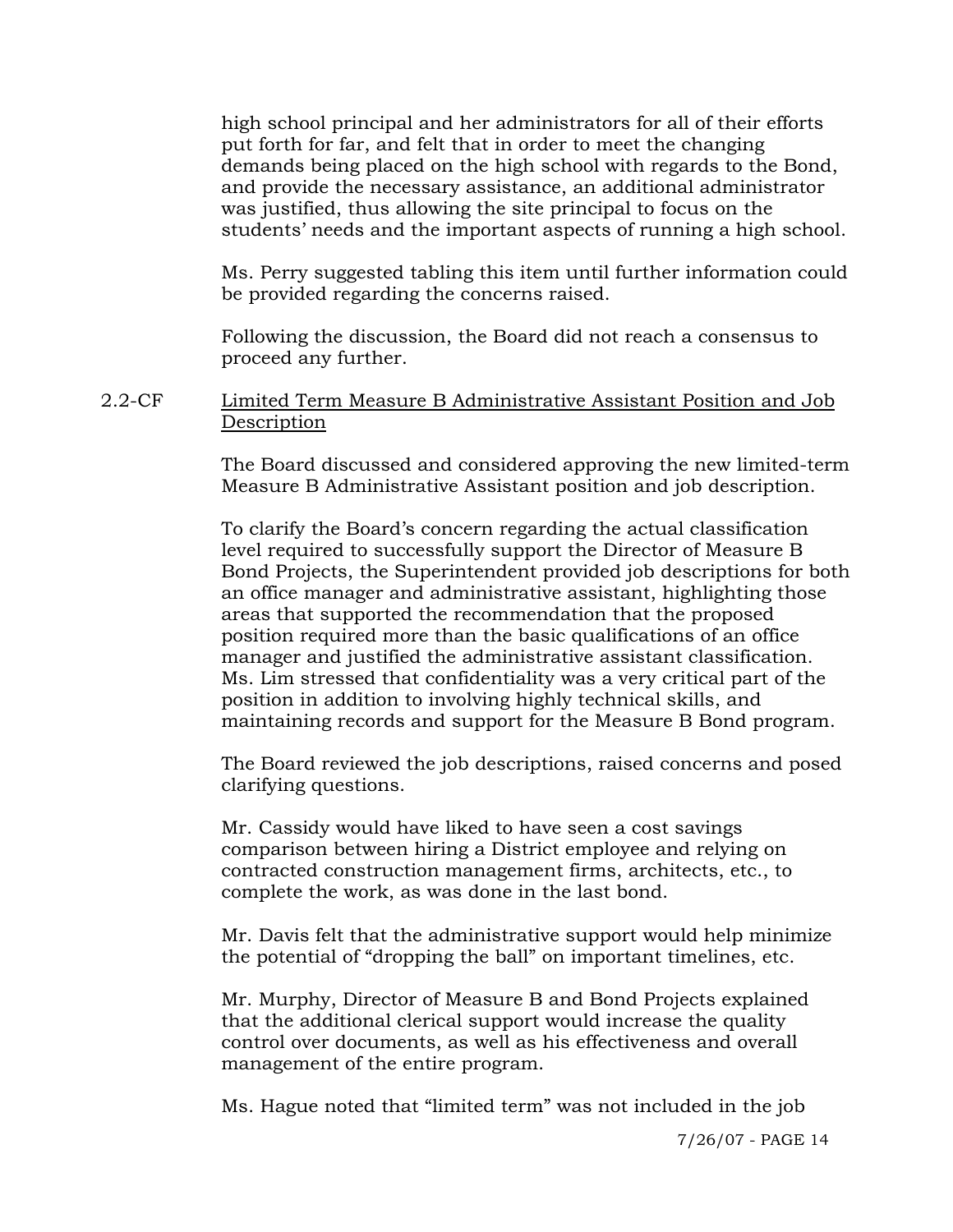high school principal and her administrators for all of their efforts put forth for far, and felt that in order to meet the changing demands being placed on the high school with regards to the Bond, and provide the necessary assistance, an additional administrator was justified, thus allowing the site principal to focus on the students' needs and the important aspects of running a high school.

Ms. Perry suggested tabling this item until further information could be provided regarding the concerns raised.

Following the discussion, the Board did not reach a consensus to proceed any further.

2.2-CF <u>Limited Term Measure B Administrative Assistant Position and Job Description</u>

The Board discussed and considered approving the new limited-term Measure B Administrative Assistant position and job description.

To clarify the Board's concern regarding the actual classification level required to successfully support the Director of Measure B Bond Projects, the Superintendent provided job descriptions for both an office manager and administrative assistant, highlighting those areas that supported the recommendation that the proposed position required more than the basic qualifications of an office manager and justified the administrative assistant classification. Ms. Lim stressed that confidentiality was a very critical part of the position in addition to involving highly technical skills, and maintaining records and support for the Measure B Bond program.

The Board reviewed the job descriptions, raised concerns and posed clarifying questions.

Mr. Cassidy would have liked to have seen a cost savings comparison between hiring a District employee and relying on contracted construction management firms, architects, etc., to complete the work, as was done in the last bond.

Mr. Davis felt that the administrative support would help minimize the potential of "dropping the ball" on important timelines, etc.

Mr. Murphy, Director of Measure B and Bond Projects explained that the additional clerical support would increase the quality control over documents, as well as his effectiveness and overall management of the entire program.

Ms. Hague noted that "limited term" was not included in the job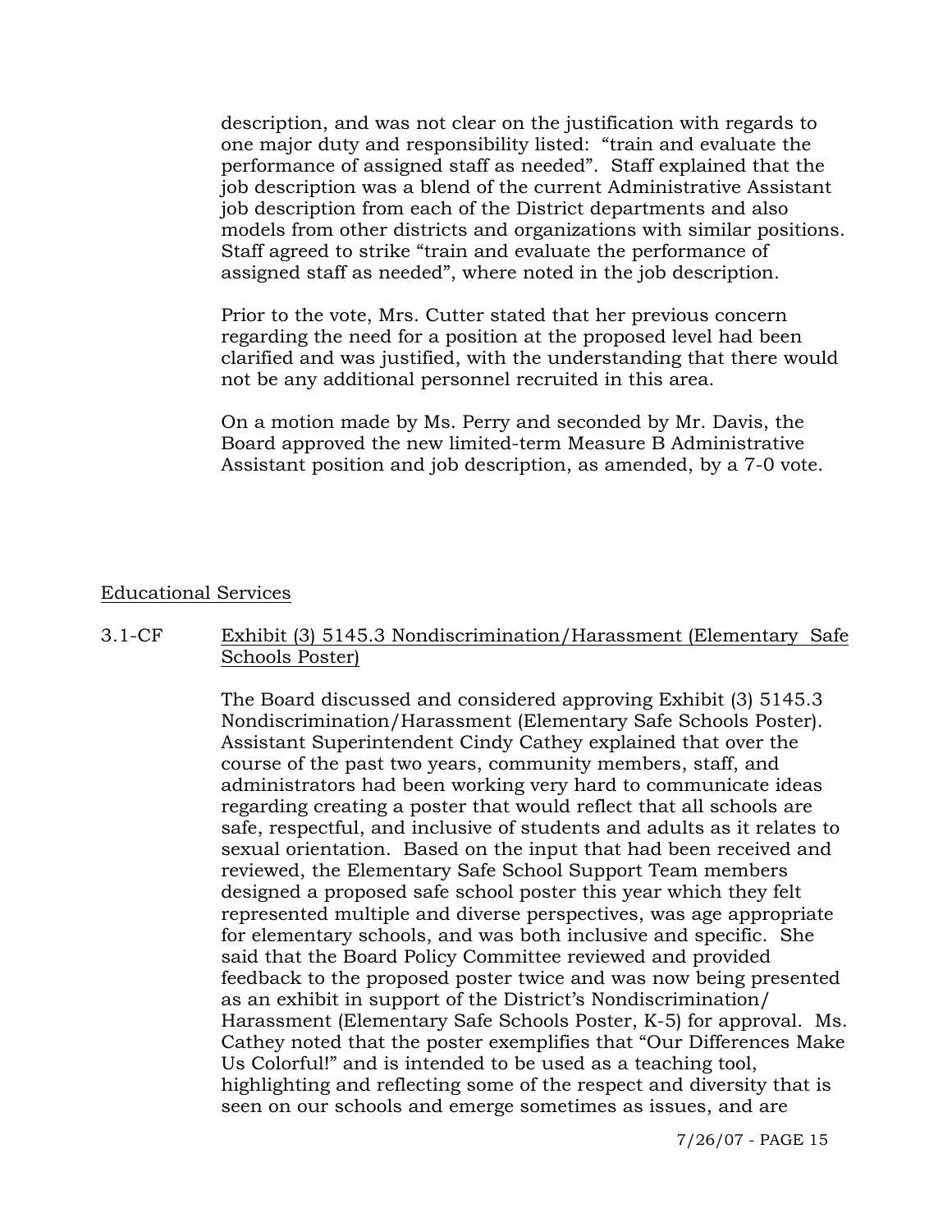description, and was not clear on the justification with regards to one major duty and responsibility listed: "train and evaluate the performance of assigned staff as needed". Staff explained that the job description was a blend of the current Administrative Assistant job description from each of the District departments and also models from other districts and organizations with similar positions. Staff agreed to strike "train and evaluate the performance of assigned staff as needed", where noted in the job description.

Prior to the vote, Mrs. Cutter stated that her previous concern regarding the need for a position at the proposed level had been clarified and was justified, with the understanding that there would not be any additional personnel recruited in this area.

On a motion made by Ms. Perry and seconded by Mr. Davis, the Board approved the new limited-term Measure B Administrative Assistant position and job description, as amended, by a 7-0 vote.

## Educational Services

### 3.1-CF Exhibit (3) 5145.3 Nondiscrimination/Harassment (Elementary Safe Schools Poster)

The Board discussed and considered approving Exhibit (3) 5145.3 Nondiscrimination/Harassment (Elementary Safe Schools Poster). Assistant Superintendent Cindy Cathey explained that over the course of the past two years, community members, staff, and administrators had been working very hard to communicate ideas regarding creating a poster that would reflect that all schools are safe, respectful, and inclusive of students and adults as it relates to sexual orientation. Based on the input that had been received and reviewed, the Elementary Safe School Support Team members designed a proposed safe school poster this year which they felt represented multiple and diverse perspectives, was age appropriate for elementary schools, and was both inclusive and specific. She said that the Board Policy Committee reviewed and provided feedback to the proposed poster twice and was now being presented as an exhibit in support of the District's Nondiscrimination/ Harassment (Elementary Safe Schools Poster, K-5) for approval. Ms. Cathey noted that the poster exemplifies that "Our Differences Make Us Colorful!" and is intended to be used as a teaching tool, highlighting and reflecting some of the respect and diversity that is seen on our schools and emerge sometimes as issues, and are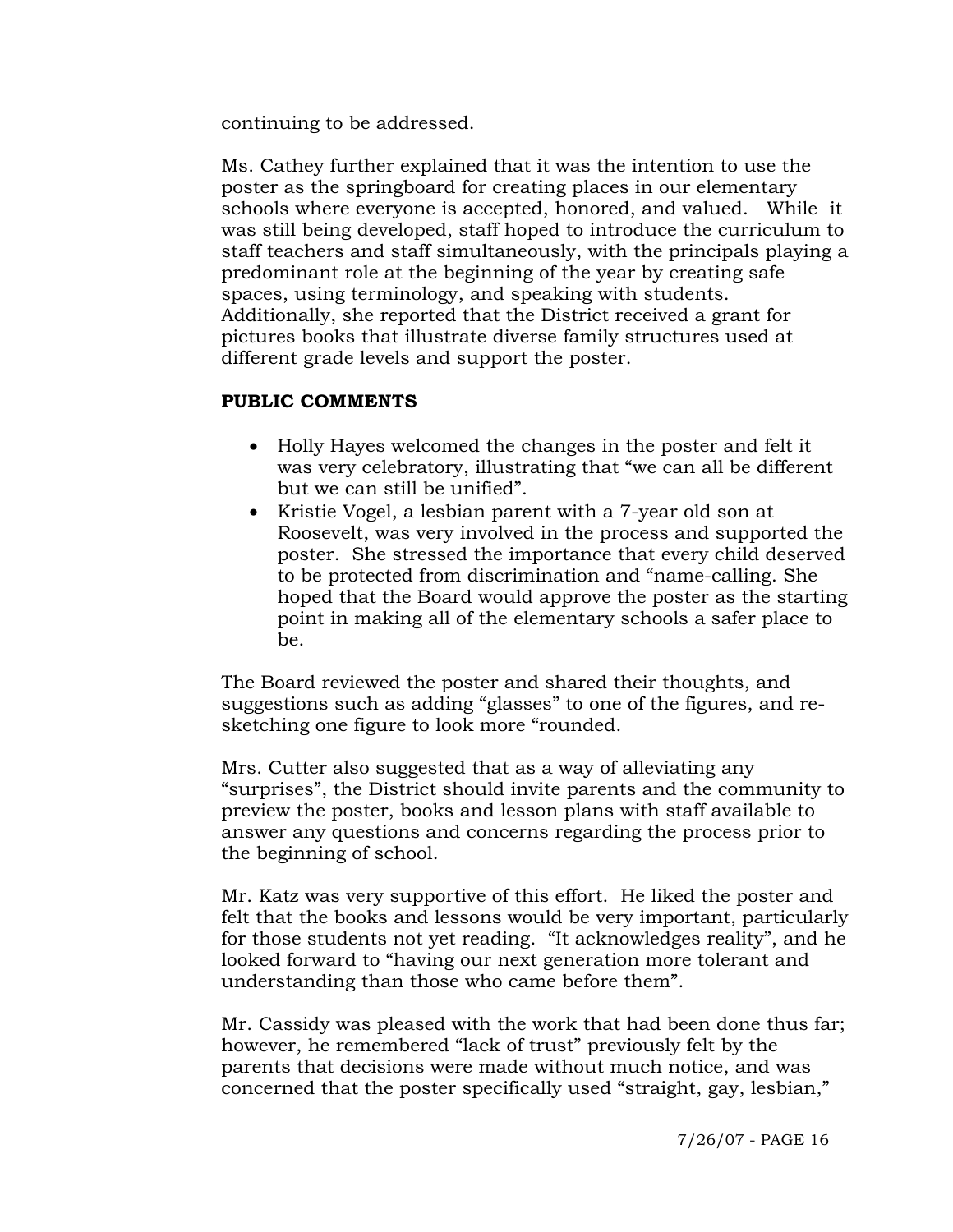continuing to be addressed.

Ms. Cathey further explained that it was the intention to use the poster as the springboard for creating places in our elementary schools where everyone is accepted, honored, and valued. While it was still being developed, staff hoped to introduce the curriculum to staff teachers and staff simultaneously, with the principals playing a predominant role at the beginning of the year by creating safe spaces, using terminology, and speaking with students. Additionally, she reported that the District received a grant for pictures books that illustrate diverse family structures used at different grade levels and support the poster.

**PUBLIC COMMENTS**

- Holly Hayes welcomed the changes in the poster and felt it was very celebratory, illustrating that "we can all be different but we can still be unified".
- Kristie Vogel, a lesbian parent with a 7-year old son at Roosevelt, was very involved in the process and supported the poster. She stressed the importance that every child deserved to be protected from discrimination and "name-calling. She hoped that the Board would approve the poster as the starting point in making all of the elementary schools a safer place to be.

The Board reviewed the poster and shared their thoughts, and suggestions such as adding "glasses" to one of the figures, and re-sketching one figure to look more "rounded.

Mrs. Cutter also suggested that as a way of alleviating any "surprises", the District should invite parents and the community to preview the poster, books and lesson plans with staff available to answer any questions and concerns regarding the process prior to the beginning of school.

Mr. Katz was very supportive of this effort. He liked the poster and felt that the books and lessons would be very important, particularly for those students not yet reading. "It acknowledges reality", and he looked forward to "having our next generation more tolerant and understanding than those who came before them".

Mr. Cassidy was pleased with the work that had been done thus far; however, he remembered "lack of trust" previously felt by the parents that decisions were made without much notice, and was concerned that the poster specifically used "straight, gay, lesbian,"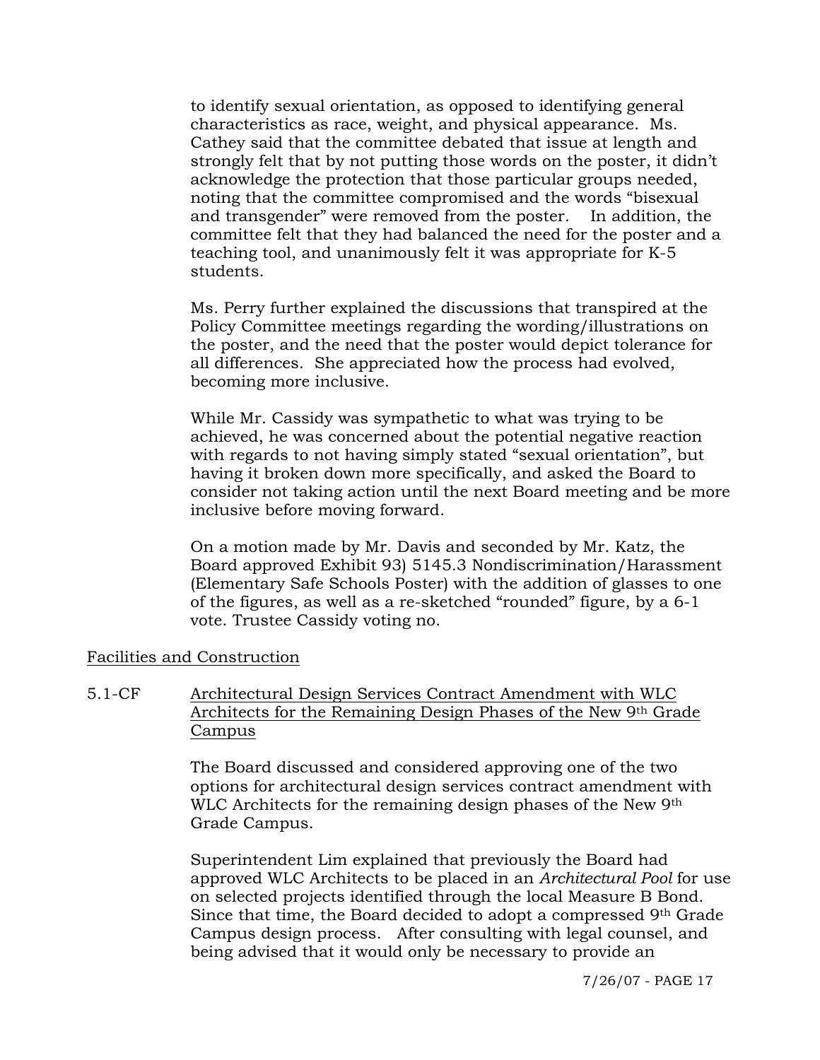to identify sexual orientation, as opposed to identifying general characteristics as race, weight, and physical appearance. Ms. Cathey said that the committee debated that issue at length and strongly felt that by not putting those words on the poster, it didn't acknowledge the protection that those particular groups needed, noting that the committee compromised and the words "bisexual and transgender" were removed from the poster. In addition, the committee felt that they had balanced the need for the poster and a teaching tool, and unanimously felt it was appropriate for K-5 students.

Ms. Perry further explained the discussions that transpired at the Policy Committee meetings regarding the wording/illustrations on the poster, and the need that the poster would depict tolerance for all differences. She appreciated how the process had evolved, becoming more inclusive.

While Mr. Cassidy was sympathetic to what was trying to be achieved, he was concerned about the potential negative reaction with regards to not having simply stated "sexual orientation", but having it broken down more specifically, and asked the Board to consider not taking action until the next Board meeting and be more inclusive before moving forward.

On a motion made by Mr. Davis and seconded by Mr. Katz, the Board approved Exhibit 93) 5145.3 Nondiscrimination/Harassment (Elementary Safe Schools Poster) with the addition of glasses to one of the figures, as well as a re-sketched "rounded" figure, by a 6-1 vote. Trustee Cassidy voting no.

Facilities and Construction

5.1-CF Architectural Design Services Contract Amendment with WLC Architects for the Remaining Design Phases of the New 9th Grade Campus

The Board discussed and considered approving one of the two options for architectural design services contract amendment with WLC Architects for the remaining design phases of the New 9th Grade Campus.

Superintendent Lim explained that previously the Board had approved WLC Architects to be placed in an *Architectural Pool* for use on selected projects identified through the local Measure B Bond. Since that time, the Board decided to adopt a compressed 9th Grade Campus design process. After consulting with legal counsel, and being advised that it would only be necessary to provide an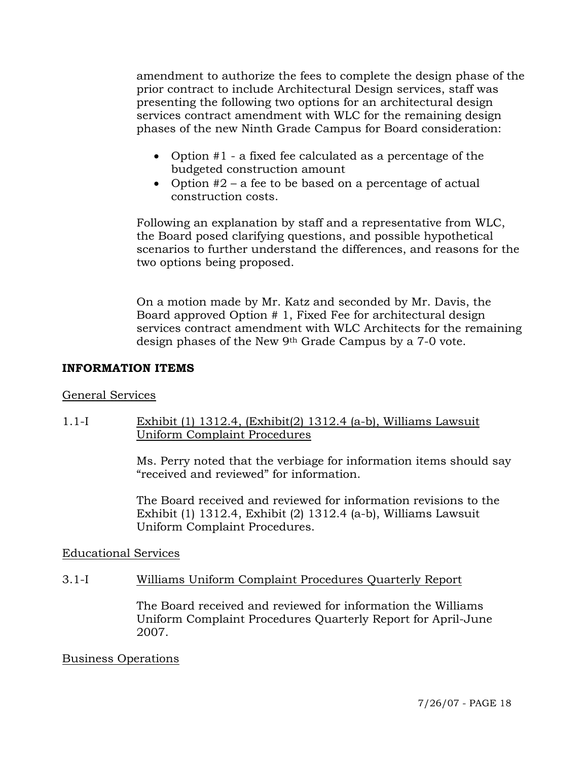amendment to authorize the fees to complete the design phase of the prior contract to include Architectural Design services, staff was presenting the following two options for an architectural design services contract amendment with WLC for the remaining design phases of the new Ninth Grade Campus for Board consideration:

- Option #1 - a fixed fee calculated as a percentage of the budgeted construction amount
- Option #2 – a fee to be based on a percentage of actual construction costs.

Following an explanation by staff and a representative from WLC, the Board posed clarifying questions, and possible hypothetical scenarios to further understand the differences, and reasons for the two options being proposed.

On a motion made by Mr. Katz and seconded by Mr. Davis, the Board approved Option # 1, Fixed Fee for architectural design services contract amendment with WLC Architects for the remaining design phases of the New 9th Grade Campus by a 7-0 vote.

**INFORMATION ITEMS**

General Services

1.1-I Exhibit (1) 1312.4, (Exhibit(2) 1312.4 (a-b), Williams Lawsuit Uniform Complaint Procedures

Ms. Perry noted that the verbiage for information items should say "received and reviewed" for information.

The Board received and reviewed for information revisions to the Exhibit (1) 1312.4, Exhibit (2) 1312.4 (a-b), Williams Lawsuit Uniform Complaint Procedures.

Educational Services

3.1-I Williams Uniform Complaint Procedures Quarterly Report

The Board received and reviewed for information the Williams Uniform Complaint Procedures Quarterly Report for April-June 2007.

Business Operations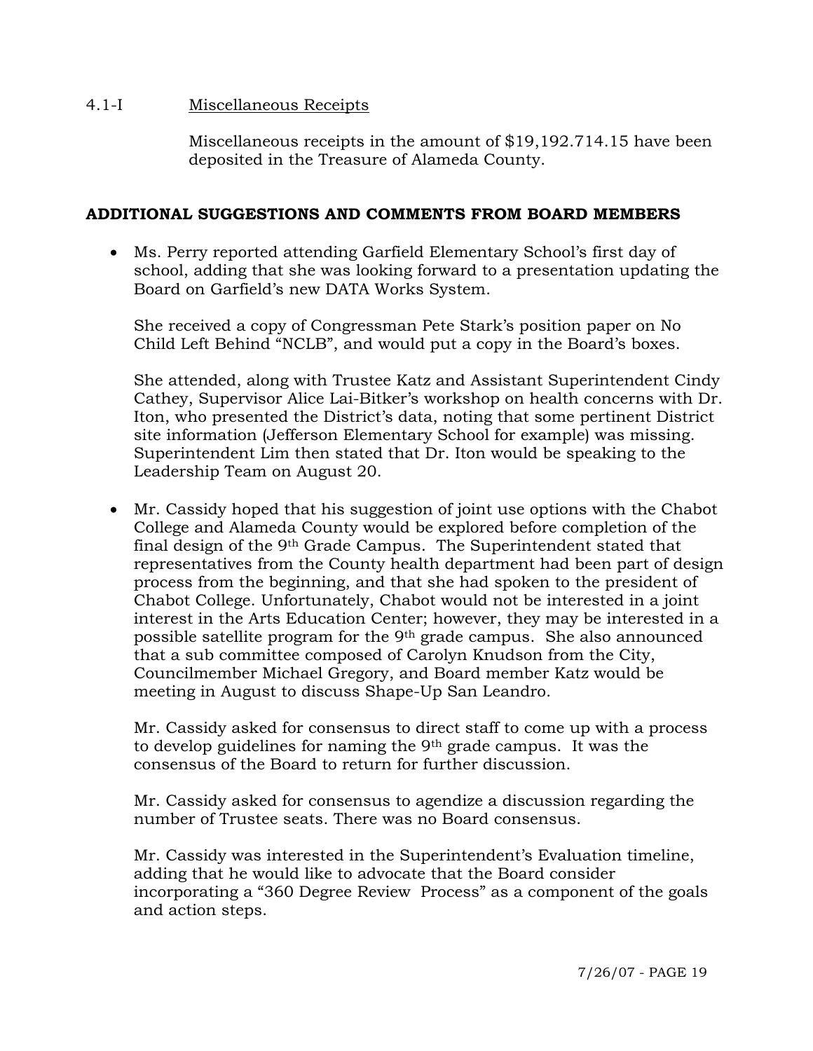4.1-I Miscellaneous Receipts

Miscellaneous receipts in the amount of $19,192.714.15 have been deposited in the Treasure of Alameda County.

**ADDITIONAL SUGGESTIONS AND COMMENTS FROM BOARD MEMBERS**

- Ms. Perry reported attending Garfield Elementary School's first day of school, adding that she was looking forward to a presentation updating the Board on Garfield's new DATA Works System.

  She received a copy of Congressman Pete Stark's position paper on No Child Left Behind "NCLB", and would put a copy in the Board's boxes.

  She attended, along with Trustee Katz and Assistant Superintendent Cindy Cathey, Supervisor Alice Lai-Bitker's workshop on health concerns with Dr. Iton, who presented the District's data, noting that some pertinent District site information (Jefferson Elementary School for example) was missing. Superintendent Lim then stated that Dr. Iton would be speaking to the Leadership Team on August 20.

- Mr. Cassidy hoped that his suggestion of joint use options with the Chabot College and Alameda County would be explored before completion of the final design of the 9th Grade Campus. The Superintendent stated that representatives from the County health department had been part of design process from the beginning, and that she had spoken to the president of Chabot College. Unfortunately, Chabot would not be interested in a joint interest in the Arts Education Center; however, they may be interested in a possible satellite program for the 9th grade campus. She also announced that a sub committee composed of Carolyn Knudson from the City, Councilmember Michael Gregory, and Board member Katz would be meeting in August to discuss Shape-Up San Leandro.

  Mr. Cassidy asked for consensus to direct staff to come up with a process to develop guidelines for naming the 9th grade campus. It was the consensus of the Board to return for further discussion.

  Mr. Cassidy asked for consensus to agendize a discussion regarding the number of Trustee seats. There was no Board consensus.

  Mr. Cassidy was interested in the Superintendent's Evaluation timeline, adding that he would like to advocate that the Board consider incorporating a "360 Degree Review Process" as a component of the goals and action steps.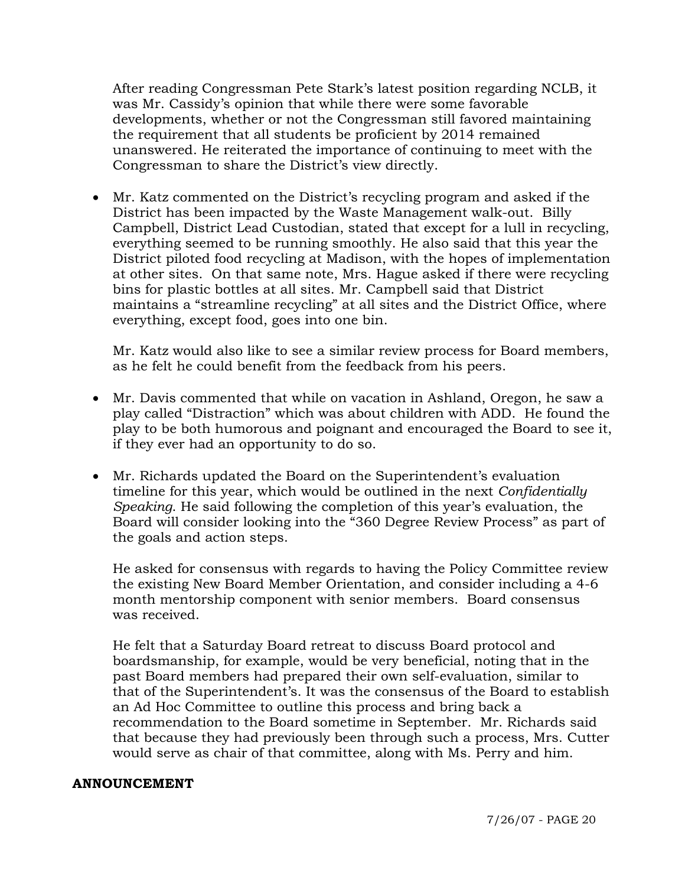After reading Congressman Pete Stark's latest position regarding NCLB, it was Mr. Cassidy's opinion that while there were some favorable developments, whether or not the Congressman still favored maintaining the requirement that all students be proficient by 2014 remained unanswered. He reiterated the importance of continuing to meet with the Congressman to share the District's view directly.

- Mr. Katz commented on the District's recycling program and asked if the District has been impacted by the Waste Management walk-out. Billy Campbell, District Lead Custodian, stated that except for a lull in recycling, everything seemed to be running smoothly. He also said that this year the District piloted food recycling at Madison, with the hopes of implementation at other sites. On that same note, Mrs. Hague asked if there were recycling bins for plastic bottles at all sites. Mr. Campbell said that District maintains a "streamline recycling" at all sites and the District Office, where everything, except food, goes into one bin.

  Mr. Katz would also like to see a similar review process for Board members, as he felt he could benefit from the feedback from his peers.

- Mr. Davis commented that while on vacation in Ashland, Oregon, he saw a play called "Distraction" which was about children with ADD. He found the play to be both humorous and poignant and encouraged the Board to see it, if they ever had an opportunity to do so.

- Mr. Richards updated the Board on the Superintendent's evaluation timeline for this year, which would be outlined in the next *Confidentially Speaking*. He said following the completion of this year's evaluation, the Board will consider looking into the "360 Degree Review Process" as part of the goals and action steps.

  He asked for consensus with regards to having the Policy Committee review the existing New Board Member Orientation, and consider including a 4-6 month mentorship component with senior members. Board consensus was received.

  He felt that a Saturday Board retreat to discuss Board protocol and boardsmanship, for example, would be very beneficial, noting that in the past Board members had prepared their own self-evaluation, similar to that of the Superintendent's. It was the consensus of the Board to establish an Ad Hoc Committee to outline this process and bring back a recommendation to the Board sometime in September. Mr. Richards said that because they had previously been through such a process, Mrs. Cutter would serve as chair of that committee, along with Ms. Perry and him.

**ANNOUNCEMENT**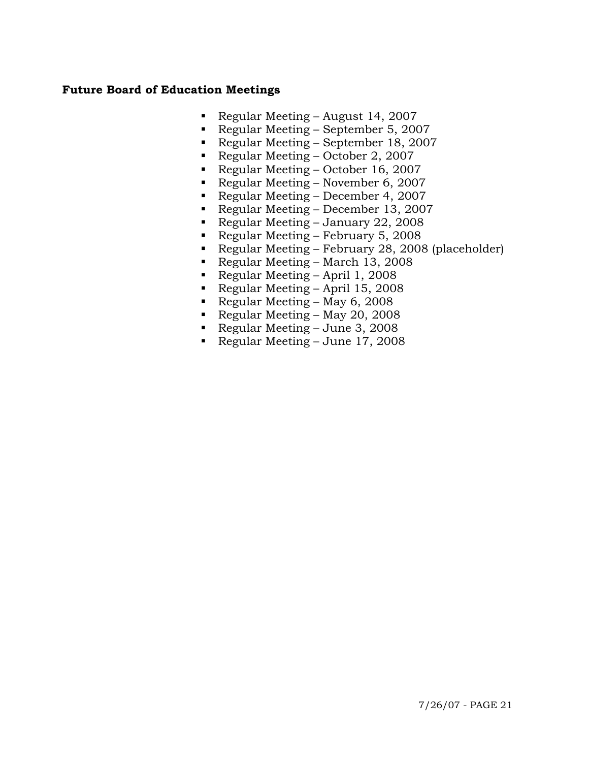**Future Board of Education Meetings**

- Regular Meeting – August 14, 2007
- Regular Meeting – September 5, 2007
- Regular Meeting – September 18, 2007
- Regular Meeting – October 2, 2007
- Regular Meeting – October 16, 2007
- Regular Meeting – November 6, 2007
- Regular Meeting – December 4, 2007
- Regular Meeting – December 13, 2007
- Regular Meeting – January 22, 2008
- Regular Meeting – February 5, 2008
- Regular Meeting – February 28, 2008 (placeholder)
- Regular Meeting – March 13, 2008
- Regular Meeting – April 1, 2008
- Regular Meeting – April 15, 2008
- Regular Meeting – May 6, 2008
- Regular Meeting – May 20, 2008
- Regular Meeting – June 3, 2008
- Regular Meeting – June 17, 2008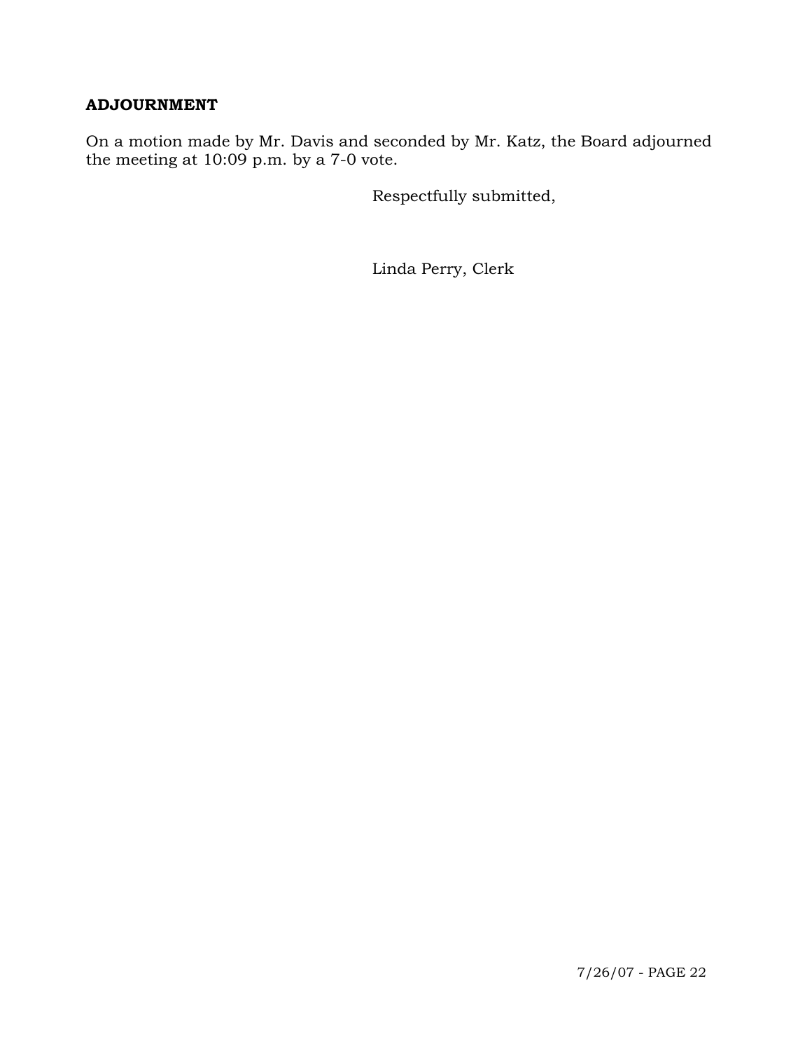**ADJOURNMENT**

On a motion made by Mr. Davis and seconded by Mr. Katz, the Board adjourned the meeting at 10:09 p.m. by a 7-0 vote.

Respectfully submitted,

Linda Perry, Clerk